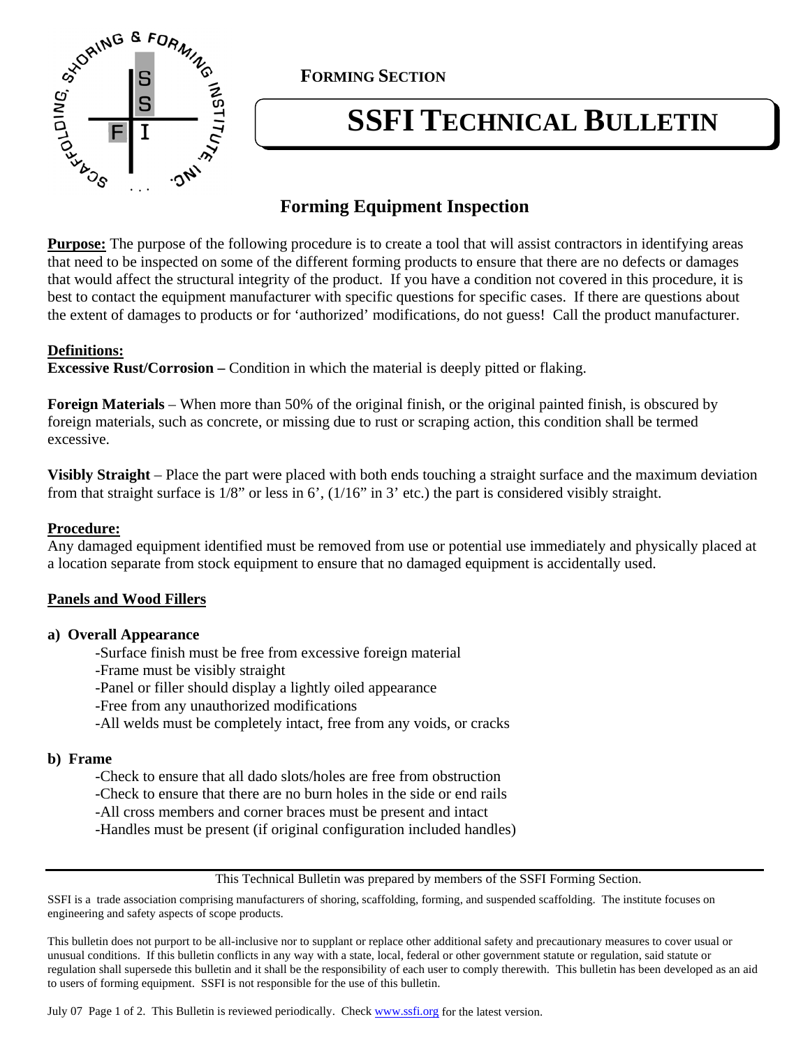**FORMING SECTION**

# SSFI TECHNICAL BULLETIN

## Forming Equipment Inspection

**Purpose:** The purpose of the following procedure is to create a tool that will assist contractors in identifying areas that need to be inspected on some of the different forming products to ensure that there are no defects or damages that would affect the structural integrity of the product. If you have a condition not covered in this procedure, it is best to contact the equipment manufacturer with specific questions for specific cases. If there are questions about the extent of damages to products or for 'authorized' modifications, do not guess! Call the product manufacturer.

**Definitions:**

**Excessive Rust/Corrosion –** Condition in which the material is deeply pitted or flaking.

**Foreign Materials** – When more than 50% of the original finish, or the original painted finish, is obscured by foreign materials, such as concrete, or missing due to rust or scraping action, this condition shall be termed excessive.

**Visibly Straight** – Place the part were placed with both ends touching a straight surface and the maximum deviation from that straight surface is 1/8" or less in 6', (1/16" in 3' etc.) the part is considered visibly straight.

**Procedure:**

Any damaged equipment identified must be removed from use or potential use immediately and physically placed at a location separate from stock equipment to ensure that no damaged equipment is accidentally used.

**Panels and Wood Fillers**

**a) Overall Appearance**

- Surface finish must be free from excessive foreign material
- Frame must be visibly straight
- Panel or filler should display a lightly oiled appearance
- Free from any unauthorized modifications
- All welds must be completely intact, free from any voids, or cracks

**b) Frame**

- Check to ensure that all dado slots/holes are free from obstruction
- Check to ensure that there are no burn holes in the side or end rails
- All cross members and corner braces must be present and intact
- Handles must be present (if original configuration included handles)

---

This Technical Bulletin was prepared by members of the SSFI Forming Section.

SSFI is a trade association comprising manufacturers of shoring, scaffolding, forming, and suspended scaffolding. The institute focuses on engineering and safety aspects of scope products.

This bulletin does not purport to be all-inclusive nor to supplant or replace other additional safety and precautionary measures to cover usual or unusual conditions. If this bulletin conflicts in any way with a state, local, federal or other government statute or regulation, said statute or regulation shall supersede this bulletin and it shall be the responsibility of each user to comply therewith. This bulletin has been developed as an aid to users of forming equipment. SSFI is not responsible for the use of this bulletin.

July 07 This Bulletin is reviewed periodically. Check www.ssfi.org for the latest version.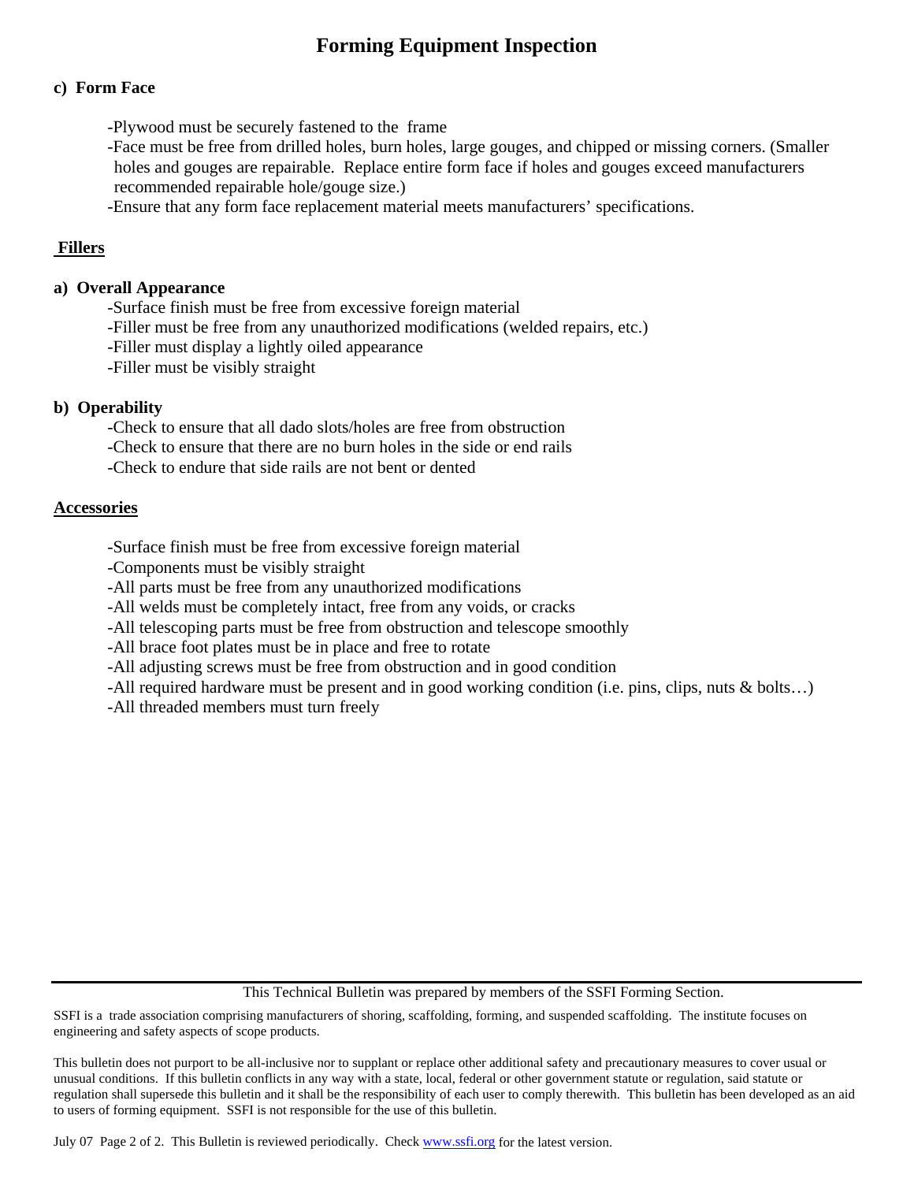# Forming Equipment Inspection

**c) Form Face**

-Plywood must be securely fastened to the frame

-Face must be free from drilled holes, burn holes, large gouges, and chipped or missing corners. (Smaller holes and gouges are repairable. Replace entire form face if holes and gouges exceed manufacturers recommended repairable hole/gouge size.)

-Ensure that any form face replacement material meets manufacturers' specifications.

## Fillers

**a) Overall Appearance**

-Surface finish must be free from excessive foreign material

-Filler must be free from any unauthorized modifications (welded repairs, etc.)

-Filler must display a lightly oiled appearance

-Filler must be visibly straight

**b) Operability**

-Check to ensure that all dado slots/holes are free from obstruction

-Check to ensure that there are no burn holes in the side or end rails

-Check to endure that side rails are not bent or dented

## Accessories

-Surface finish must be free from excessive foreign material

-Components must be visibly straight

-All parts must be free from any unauthorized modifications

-All welds must be completely intact, free from any voids, or cracks

-All telescoping parts must be free from obstruction and telescope smoothly

-All brace foot plates must be in place and free to rotate

-All adjusting screws must be free from obstruction and in good condition

-All required hardware must be present and in good working condition (i.e. pins, clips, nuts & bolts…)

-All threaded members must turn freely

---

This Technical Bulletin was prepared by members of the SSFI Forming Section.

SSFI is a trade association comprising manufacturers of shoring, scaffolding, forming, and suspended scaffolding. The institute focuses on engineering and safety aspects of scope products.

This bulletin does not purport to be all-inclusive nor to supplant or replace other additional safety and precautionary measures to cover usual or unusual conditions. If this bulletin conflicts in any way with a state, local, federal or other government statute or regulation, said statute or regulation shall supersede this bulletin and it shall be the responsibility of each user to comply therewith. This bulletin has been developed as an aid to users of forming equipment. SSFI is not responsible for the use of this bulletin.

July 07 This Bulletin is reviewed periodically. Check www.ssfi.org for the latest version.